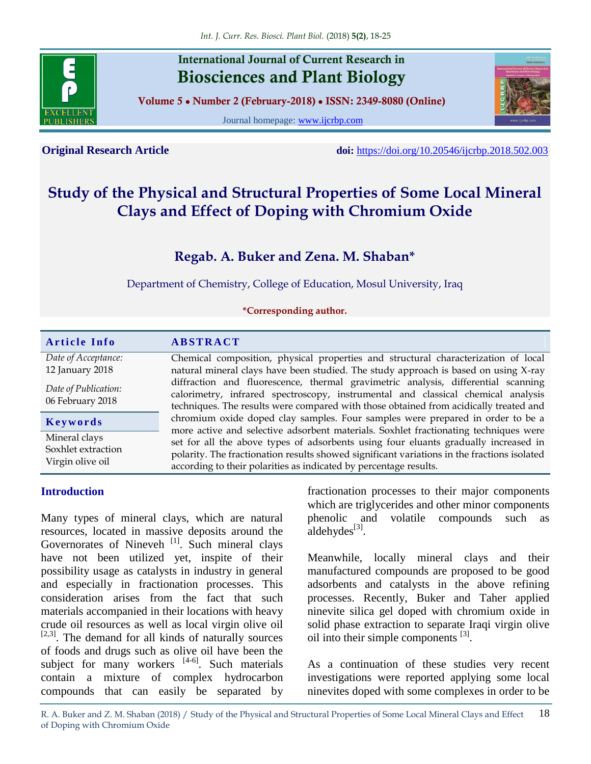**Original Research Article** **doi:** https://doi.org/10.20546/ijcrbp.2018.502.003

# Study of the Physical and Structural Properties of Some Local Mineral Clays and Effect of Doping with Chromium Oxide

## Regab. A. Buker and Zena. M. Shaban*

Department of Chemistry, College of Education, Mosul University, Iraq

***Corresponding author.**

| Article Info | ABSTRACT |
| --- | --- |
| *Date of Acceptance:* 12 January 2018 *Date of Publication:* 06 February 2018 | Chemical composition, physical properties and structural characterization of local natural mineral clays have been studied. The study approach is based on using X-ray diffraction and fluorescence, thermal gravimetric analysis, differential scanning calorimetry, infrared spectroscopy, instrumental and classical chemical analysis techniques. The results were compared with those obtained from acidically treated and chromium oxide doped clay samples. Four samples were prepared in order to be a more active and selective adsorbent materials. Soxhlet fractionating techniques were set for all the above types of adsorbents using four eluants gradually increased in polarity. The fractionation results showed significant variations in the fractions isolated according to their polarities as indicated by percentage results. |
| **Keywords** | |
| Mineral clays Soxhlet extraction Virgin olive oil | |

## Introduction

Many types of mineral clays, which are natural resources, located in massive deposits around the Governorates of Nineveh [1]. Such mineral clays have not been utilized yet, inspite of their possibility usage as catalysts in industry in general and especially in fractionation processes. This consideration arises from the fact that such materials accompanied in their locations with heavy crude oil resources as well as local virgin olive oil [2,3]. The demand for all kinds of naturally sources of foods and drugs such as olive oil have been the subject for many workers [4-6]. Such materials contain a mixture of complex hydrocarbon compounds that can easily be separated by fractionation processes to their major components which are triglycerides and other minor components phenolic and volatile compounds such as aldehydes[3].

Meanwhile, locally mineral clays and their manufactured compounds are proposed to be good adsorbents and catalysts in the above refining processes. Recently, Buker and Taher applied ninevite silica gel doped with chromium oxide in solid phase extraction to separate Iraqi virgin olive oil into their simple components [3].

As a continuation of these studies very recent investigations were reported applying some local ninevites doped with some complexes in order to be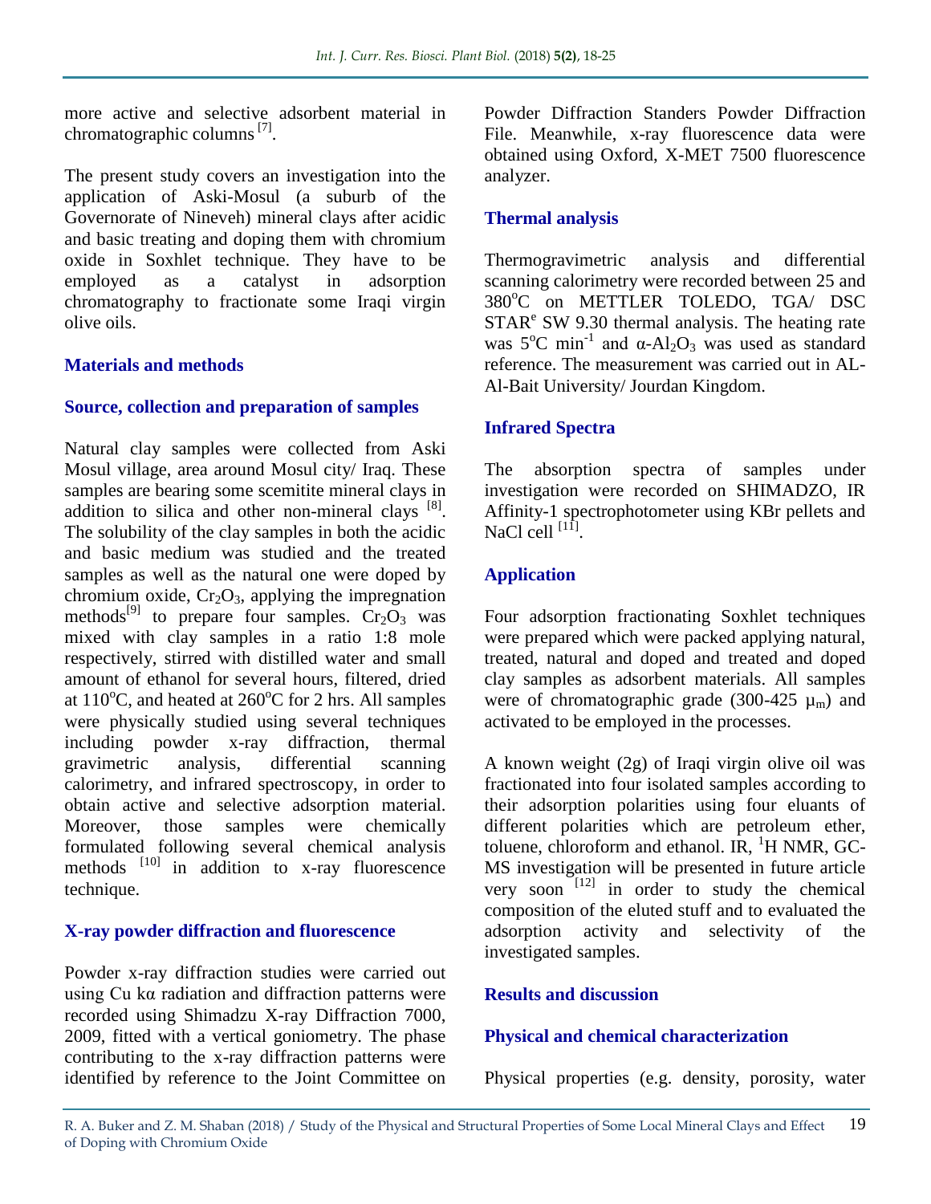more active and selective adsorbent material in chromatographic columns [7].

The present study covers an investigation into the application of Aski-Mosul (a suburb of the Governorate of Nineveh) mineral clays after acidic and basic treating and doping them with chromium oxide in Soxhlet technique. They have to be employed as a catalyst in adsorption chromatography to fractionate some Iraqi virgin olive oils.

## Materials and methods

### Source, collection and preparation of samples

Natural clay samples were collected from Aski Mosul village, area around Mosul city/ Iraq. These samples are bearing some scemitite mineral clays in addition to silica and other non-mineral clays [8]. The solubility of the clay samples in both the acidic and basic medium was studied and the treated samples as well as the natural one were doped by chromium oxide, $Cr_2O_3$, applying the impregnation methods[9] to prepare four samples. $Cr_2O_3$ was mixed with clay samples in a ratio 1:8 mole respectively, stirred with distilled water and small amount of ethanol for several hours, filtered, dried at 110°C, and heated at 260°C for 2 hrs. All samples were physically studied using several techniques including powder x-ray diffraction, thermal gravimetric analysis, differential scanning calorimetry, and infrared spectroscopy, in order to obtain active and selective adsorption material. Moreover, those samples were chemically formulated following several chemical analysis methods [10] in addition to x-ray fluorescence technique.

### X-ray powder diffraction and fluorescence

Powder x-ray diffraction studies were carried out using Cu kα radiation and diffraction patterns were recorded using Shimadzu X-ray Diffraction 7000, 2009, fitted with a vertical goniometry. The phase contributing to the x-ray diffraction patterns were identified by reference to the Joint Committee on Powder Diffraction Standers Powder Diffraction File. Meanwhile, x-ray fluorescence data were obtained using Oxford, X-MET 7500 fluorescence analyzer.

### Thermal analysis

Thermogravimetric analysis and differential scanning calorimetry were recorded between 25 and 380°C on METTLER TOLEDO, TGA/ DSC STAR$^e$ SW 9.30 thermal analysis. The heating rate was 5°C min$^{-1}$ and $\alpha$-$Al_2O_3$ was used as standard reference. The measurement was carried out in AL-Al-Bait University/ Jourdan Kingdom.

### Infrared Spectra

The absorption spectra of samples under investigation were recorded on SHIMADZO, IR Affinity-1 spectrophotometer using KBr pellets and NaCl cell [11].

### Application

Four adsorption fractionating Soxhlet techniques were prepared which were packed applying natural, treated, natural and doped and treated and doped clay samples as adsorbent materials. All samples were of chromatographic grade (300-425 $\mu_m$) and activated to be employed in the processes.

A known weight (2g) of Iraqi virgin olive oil was fractionated into four isolated samples according to their adsorption polarities using four eluants of different polarities which are petroleum ether, toluene, chloroform and ethanol. IR, $^1$H NMR, GC-MS investigation will be presented in future article very soon [12] in order to study the chemical composition of the eluted stuff and to evaluated the adsorption activity and selectivity of the investigated samples.

## Results and discussion

### Physical and chemical characterization

Physical properties (e.g. density, porosity, water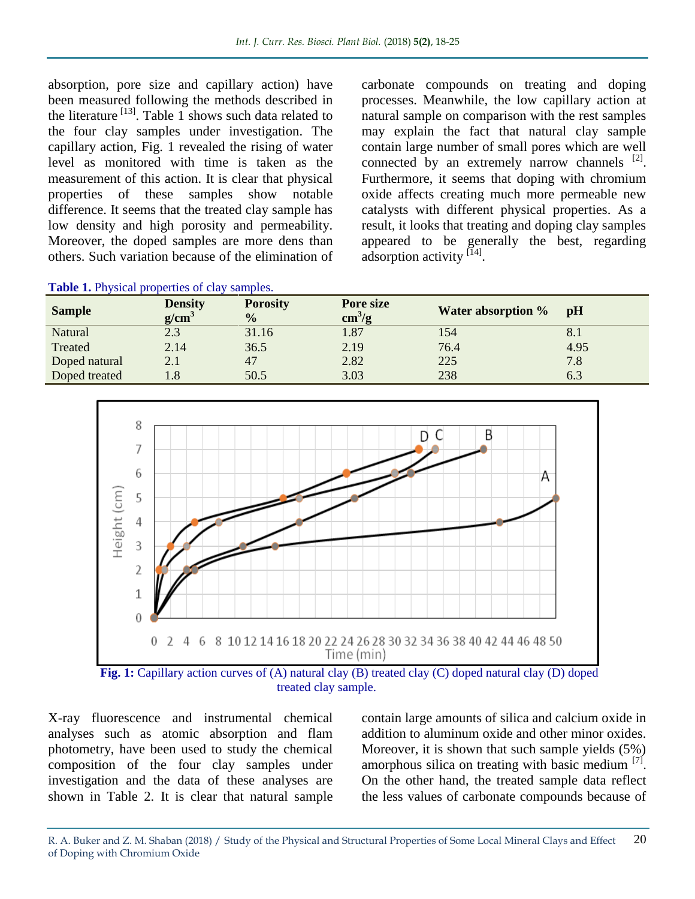absorption, pore size and capillary action) have been measured following the methods described in the literature [13]. Table 1 shows such data related to the four clay samples under investigation. The capillary action, Fig. 1 revealed the rising of water level as monitored with time is taken as the measurement of this action. It is clear that physical properties of these samples show notable difference. It seems that the treated clay sample has low density and high porosity and permeability. Moreover, the doped samples are more dens than others. Such variation because of the elimination of carbonate compounds on treating and doping processes. Meanwhile, the low capillary action at natural sample on comparison with the rest samples may explain the fact that natural clay sample contain large number of small pores which are well connected by an extremely narrow channels [2]. Furthermore, it seems that doping with chromium oxide affects creating much more permeable new catalysts with different physical properties. As a result, it looks that treating and doping clay samples appeared to be generally the best, regarding adsorption activity [14].

**Table 1.** Physical properties of clay samples.

| Sample | Density $g/cm^3$ | Porosity % | Pore size $cm^3/g$ | Water absorption % | pH |
|---|---|---|---|---|---|
| Natural | 2.3 | 31.16 | 1.87 | 154 | 8.1 |
| Treated | 2.14 | 36.5 | 2.19 | 76.4 | 4.95 |
| Doped natural | 2.1 | 47 | 2.82 | 225 | 7.8 |
| Doped treated | 1.8 | 50.5 | 3.03 | 238 | 6.3 |

**Fig. 1:** Capillary action curves of (A) natural clay (B) treated clay (C) doped natural clay (D) doped treated clay sample.

X-ray fluorescence and instrumental chemical analyses such as atomic absorption and flam photometry, have been used to study the chemical composition of the four clay samples under investigation and the data of these analyses are shown in Table 2. It is clear that natural sample contain large amounts of silica and calcium oxide in addition to aluminum oxide and other minor oxides. Moreover, it is shown that such sample yields (5%) amorphous silica on treating with basic medium [7]. On the other hand, the treated sample data reflect the less values of carbonate compounds because of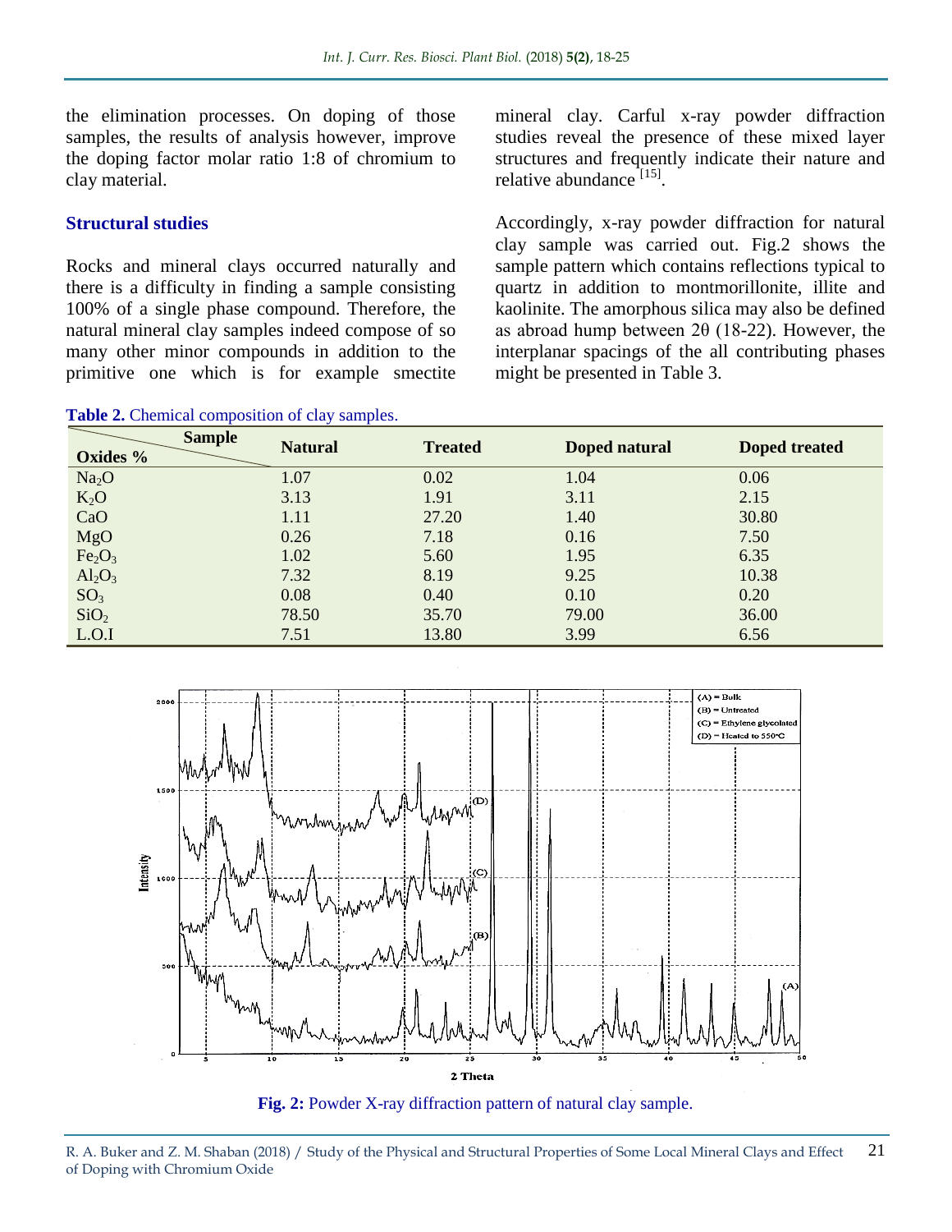the elimination processes. On doping of those samples, the results of analysis however, improve the doping factor molar ratio 1:8 of chromium to clay material.

## Structural studies

Rocks and mineral clays occurred naturally and there is a difficulty in finding a sample consisting 100% of a single phase compound. Therefore, the natural mineral clay samples indeed compose of so many other minor compounds in addition to the primitive one which is for example smectite mineral clay. Carful x-ray powder diffraction studies reveal the presence of these mixed layer structures and frequently indicate their nature and relative abundance [15].

Accordingly, x-ray powder diffraction for natural clay sample was carried out. Fig.2 shows the sample pattern which contains reflections typical to quartz in addition to montmorillonite, illite and kaolinite. The amorphous silica may also be defined as abroad hump between 2θ (18-22). However, the interplanar spacings of the all contributing phases might be presented in Table 3.

**Table 2.** Chemical composition of clay samples.

| Oxides % \ Sample | Natural | Treated | Doped natural | Doped treated |
|---|---|---|---|---|
| $Na_2O$ | 1.07 | 0.02 | 1.04 | 0.06 |
| $K_2O$ | 3.13 | 1.91 | 3.11 | 2.15 |
| CaO | 1.11 | 27.20 | 1.40 | 30.80 |
| MgO | 0.26 | 7.18 | 0.16 | 7.50 |
| $Fe_2O_3$ | 1.02 | 5.60 | 1.95 | 6.35 |
| $Al_2O_3$ | 7.32 | 8.19 | 9.25 | 10.38 |
| $SO_3$ | 0.08 | 0.40 | 0.10 | 0.20 |
| $SiO_2$ | 78.50 | 35.70 | 79.00 | 36.00 |
| L.O.I | 7.51 | 13.80 | 3.99 | 6.56 |

**Fig. 2:** Powder X-ray diffraction pattern of natural clay sample.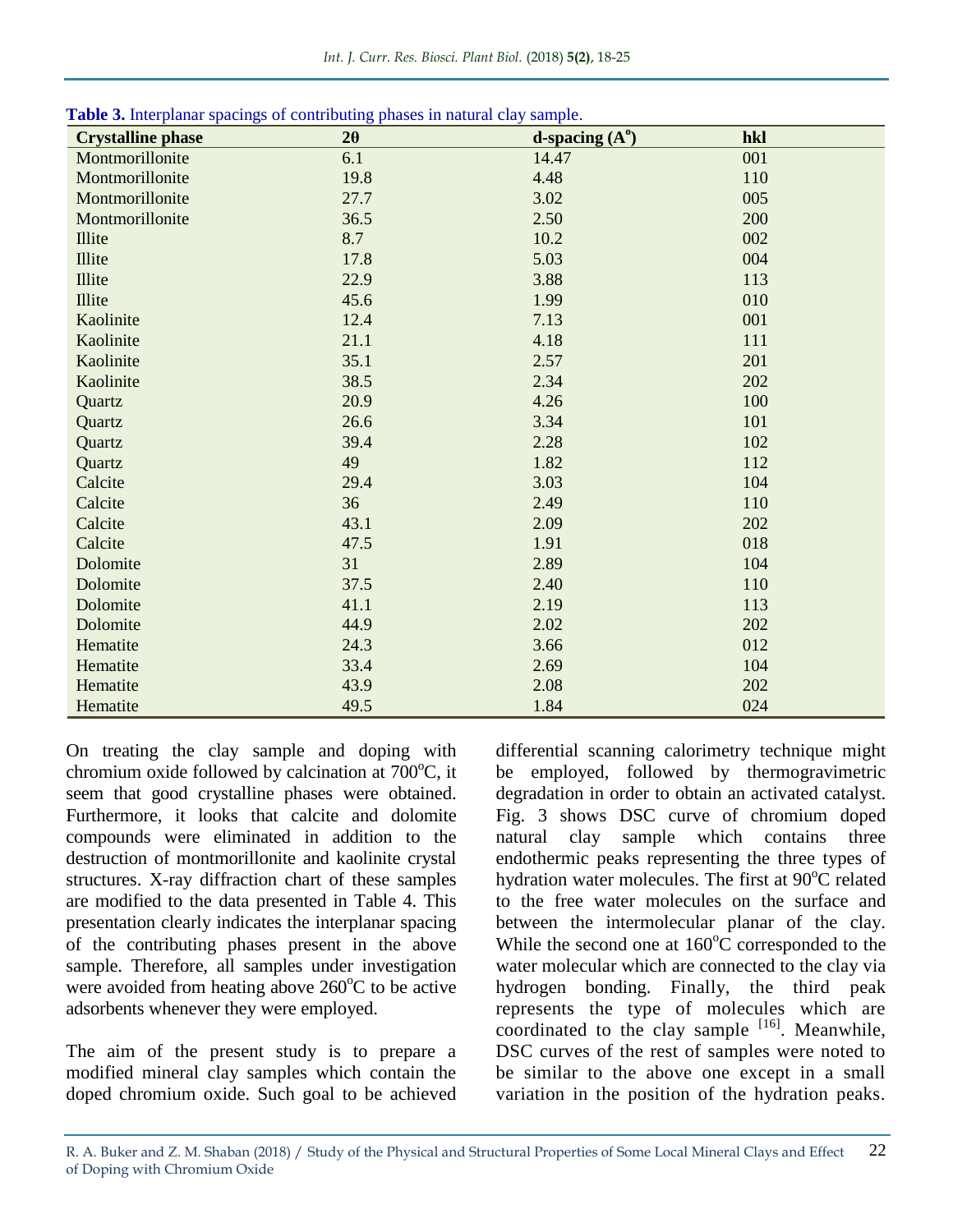**Table 3.** Interplanar spacings of contributing phases in natural clay sample.

| Crystalline phase | 2θ | d-spacing (A°) | hkl |
|---|---|---|---|
| Montmorillonite | 6.1 | 14.47 | 001 |
| Montmorillonite | 19.8 | 4.48 | 110 |
| Montmorillonite | 27.7 | 3.02 | 005 |
| Montmorillonite | 36.5 | 2.50 | 200 |
| Illite | 8.7 | 10.2 | 002 |
| Illite | 17.8 | 5.03 | 004 |
| Illite | 22.9 | 3.88 | 113 |
| Illite | 45.6 | 1.99 | 010 |
| Kaolinite | 12.4 | 7.13 | 001 |
| Kaolinite | 21.1 | 4.18 | 111 |
| Kaolinite | 35.1 | 2.57 | 201 |
| Kaolinite | 38.5 | 2.34 | 202 |
| Quartz | 20.9 | 4.26 | 100 |
| Quartz | 26.6 | 3.34 | 101 |
| Quartz | 39.4 | 2.28 | 102 |
| Quartz | 49 | 1.82 | 112 |
| Calcite | 29.4 | 3.03 | 104 |
| Calcite | 36 | 2.49 | 110 |
| Calcite | 43.1 | 2.09 | 202 |
| Calcite | 47.5 | 1.91 | 018 |
| Dolomite | 31 | 2.89 | 104 |
| Dolomite | 37.5 | 2.40 | 110 |
| Dolomite | 41.1 | 2.19 | 113 |
| Dolomite | 44.9 | 2.02 | 202 |
| Hematite | 24.3 | 3.66 | 012 |
| Hematite | 33.4 | 2.69 | 104 |
| Hematite | 43.9 | 2.08 | 202 |
| Hematite | 49.5 | 1.84 | 024 |

On treating the clay sample and doping with chromium oxide followed by calcination at 700°C, it seem that good crystalline phases were obtained. Furthermore, it looks that calcite and dolomite compounds were eliminated in addition to the destruction of montmorillonite and kaolinite crystal structures. X-ray diffraction chart of these samples are modified to the data presented in Table 4. This presentation clearly indicates the interplanar spacing of the contributing phases present in the above sample. Therefore, all samples under investigation were avoided from heating above 260°C to be active adsorbents whenever they were employed.

The aim of the present study is to prepare a modified mineral clay samples which contain the doped chromium oxide. Such goal to be achieved differential scanning calorimetry technique might be employed, followed by thermogravimetric degradation in order to obtain an activated catalyst. Fig. 3 shows DSC curve of chromium doped natural clay sample which contains three endothermic peaks representing the three types of hydration water molecules. The first at 90°C related to the free water molecules on the surface and between the intermolecular planar of the clay. While the second one at 160°C corresponded to the water molecular which are connected to the clay via hydrogen bonding. Finally, the third peak represents the type of molecules which are coordinated to the clay sample [16]. Meanwhile, DSC curves of the rest of samples were noted to be similar to the above one except in a small variation in the position of the hydration peaks.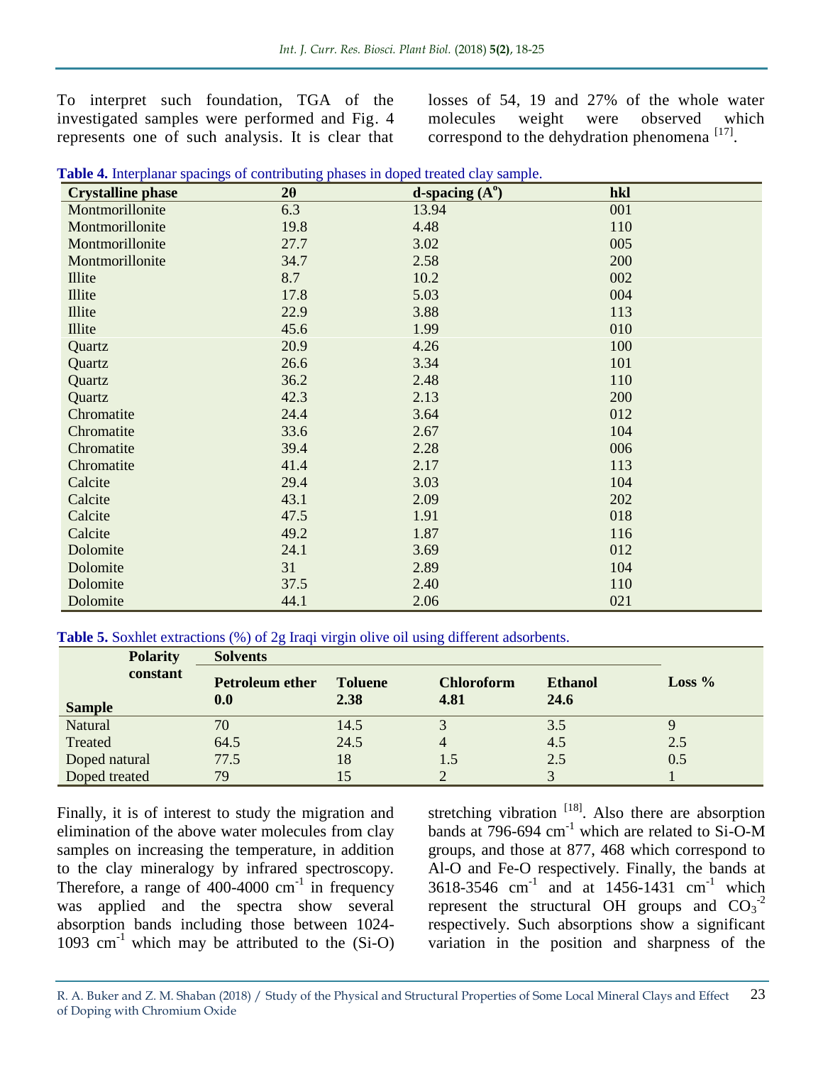To interpret such foundation, TGA of the investigated samples were performed and Fig. 4 represents one of such analysis. It is clear that losses of 54, 19 and 27% of the whole water molecules weight were observed which correspond to the dehydration phenomena [17].

**Table 4.** Interplanar spacings of contributing phases in doped treated clay sample.

| Crystalline phase | 2θ | d-spacing (A$^o$) | hkl |
|---|---|---|---|
| Montmorillonite | 6.3 | 13.94 | 001 |
| Montmorillonite | 19.8 | 4.48 | 110 |
| Montmorillonite | 27.7 | 3.02 | 005 |
| Montmorillonite | 34.7 | 2.58 | 200 |
| Illite | 8.7 | 10.2 | 002 |
| Illite | 17.8 | 5.03 | 004 |
| Illite | 22.9 | 3.88 | 113 |
| Illite | 45.6 | 1.99 | 010 |
| Quartz | 20.9 | 4.26 | 100 |
| Quartz | 26.6 | 3.34 | 101 |
| Quartz | 36.2 | 2.48 | 110 |
| Quartz | 42.3 | 2.13 | 200 |
| Chromatite | 24.4 | 3.64 | 012 |
| Chromatite | 33.6 | 2.67 | 104 |
| Chromatite | 39.4 | 2.28 | 006 |
| Chromatite | 41.4 | 2.17 | 113 |
| Calcite | 29.4 | 3.03 | 104 |
| Calcite | 43.1 | 2.09 | 202 |
| Calcite | 47.5 | 1.91 | 018 |
| Calcite | 49.2 | 1.87 | 116 |
| Dolomite | 24.1 | 3.69 | 012 |
| Dolomite | 31 | 2.89 | 104 |
| Dolomite | 37.5 | 2.40 | 110 |
| Dolomite | 44.1 | 2.06 | 021 |

**Table 5.** Soxhlet extractions (%) of 2g Iraqi virgin olive oil using different adsorbents.

| Polarity constant / Sample | Solvents | | | | Loss % |
|---|---|---|---|---|---|
| | Petroleum ether 0.0 | Toluene 2.38 | Chloroform 4.81 | Ethanol 24.6 | |
| Natural | 70 | 14.5 | 3 | 3.5 | 9 |
| Treated | 64.5 | 24.5 | 4 | 4.5 | 2.5 |
| Doped natural | 77.5 | 18 | 1.5 | 2.5 | 0.5 |
| Doped treated | 79 | 15 | 2 | 3 | 1 |

Finally, it is of interest to study the migration and elimination of the above water molecules from clay samples on increasing the temperature, in addition to the clay mineralogy by infrared spectroscopy. Therefore, a range of 400-4000 cm$^{-1}$ in frequency was applied and the spectra show several absorption bands including those between 1024-1093 cm$^{-1}$ which may be attributed to the (Si-O) stretching vibration [18]. Also there are absorption bands at 796-694 cm$^{-1}$ which are related to Si-O-M groups, and those at 877, 468 which correspond to Al-O and Fe-O respectively. Finally, the bands at 3618-3546 cm$^{-1}$ and at 1456-1431 cm$^{-1}$ which represent the structural OH groups and $CO_3^{-2}$ respectively. Such absorptions show a significant variation in the position and sharpness of the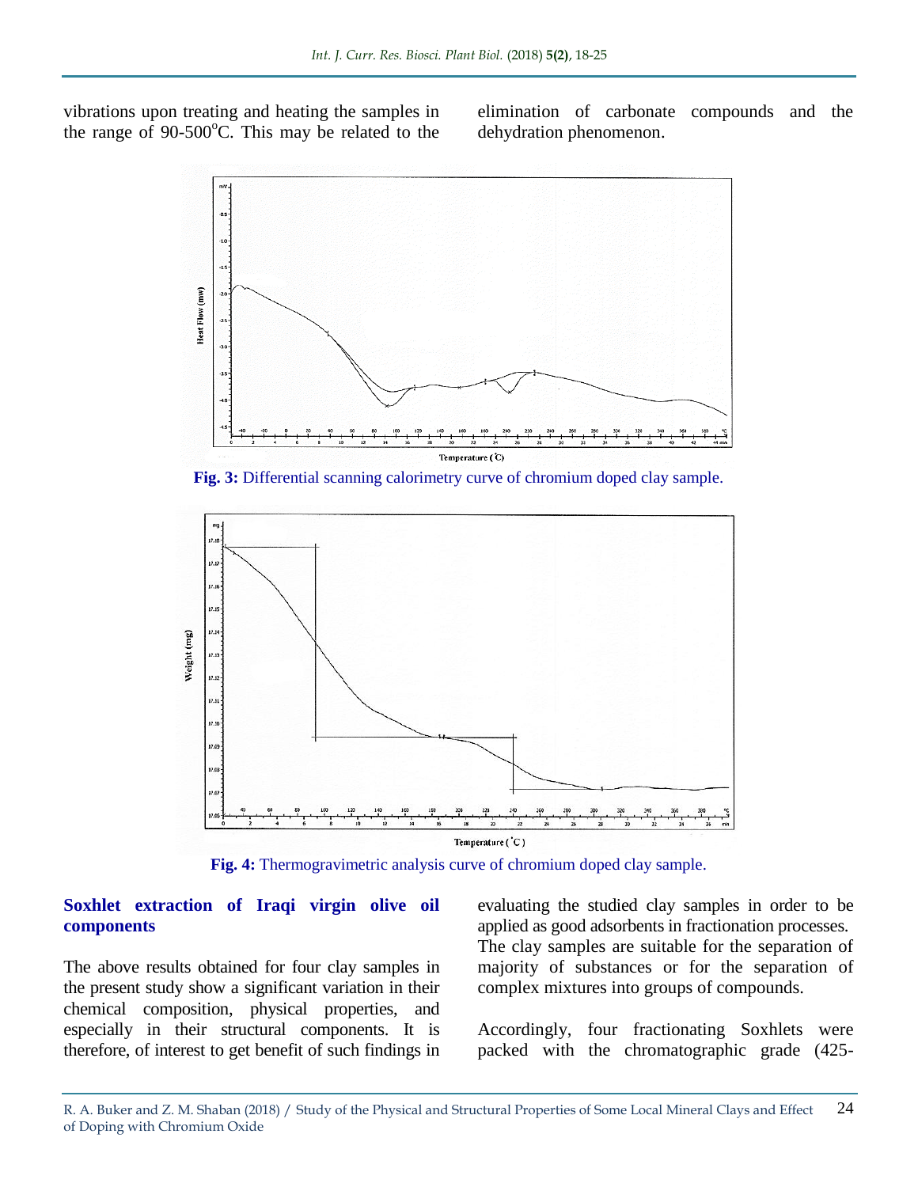vibrations upon treating and heating the samples in the range of 90-500°C. This may be related to the elimination of carbonate compounds and the dehydration phenomenon.

**Fig. 3:** Differential scanning calorimetry curve of chromium doped clay sample.

**Fig. 4:** Thermogravimetric analysis curve of chromium doped clay sample.

## Soxhlet extraction of Iraqi virgin olive oil components

The above results obtained for four clay samples in the present study show a significant variation in their chemical composition, physical properties, and especially in their structural components. It is therefore, of interest to get benefit of such findings in evaluating the studied clay samples in order to be applied as good adsorbents in fractionation processes. The clay samples are suitable for the separation of majority of substances or for the separation of complex mixtures into groups of compounds.

Accordingly, four fractionating Soxhlets were packed with the chromatographic grade (425-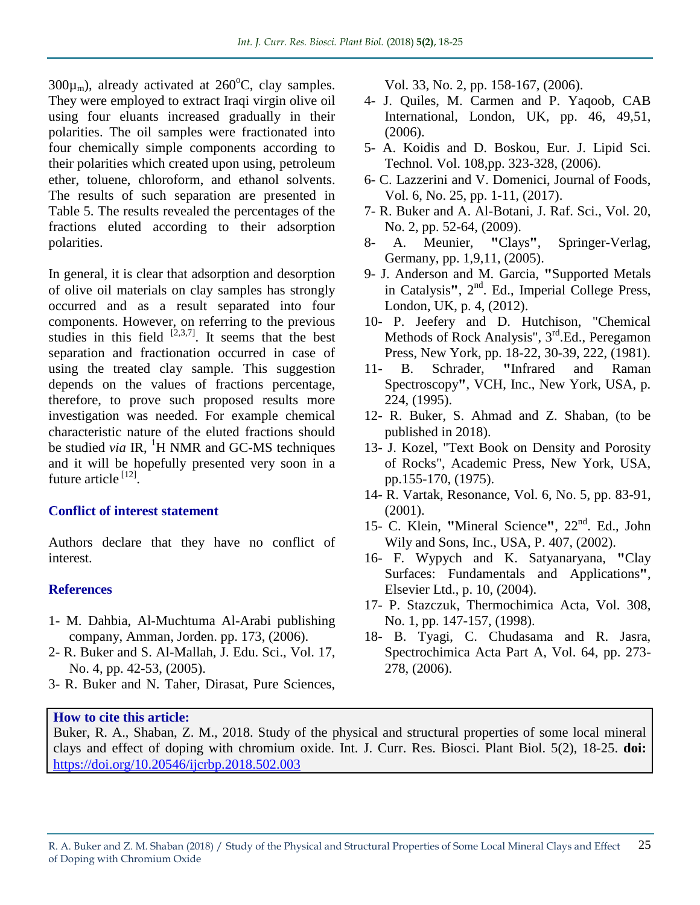$300\mu_m$), already activated at $260^oC$, clay samples. They were employed to extract Iraqi virgin olive oil using four eluants increased gradually in their polarities. The oil samples were fractionated into four chemically simple components according to their polarities which created upon using, petroleum ether, toluene, chloroform, and ethanol solvents. The results of such separation are presented in Table 5. The results revealed the percentages of the fractions eluted according to their adsorption polarities.

In general, it is clear that adsorption and desorption of olive oil materials on clay samples has strongly occurred and as a result separated into four components. However, on referring to the previous studies in this field [2,3,7]. It seems that the best separation and fractionation occurred in case of using the treated clay sample. This suggestion depends on the values of fractions percentage, therefore, to prove such proposed results more investigation was needed. For example chemical characteristic nature of the eluted fractions should be studied *via* IR, $^1$H NMR and GC-MS techniques and it will be hopefully presented very soon in a future article [12].

## Conflict of interest statement

Authors declare that they have no conflict of interest.

## References

1- M. Dahbia, Al-Muchtuma Al-Arabi publishing company, Amman, Jorden. pp. 173, (2006).

2- R. Buker and S. Al-Mallah, J. Edu. Sci., Vol. 17, No. 4, pp. 42-53, (2005).

3- R. Buker and N. Taher, Dirasat, Pure Sciences, Vol. 33, No. 2, pp. 158-167, (2006).

4- J. Quiles, M. Carmen and P. Yaqoob, CAB International, London, UK, pp. 46, 49,51, (2006).

5- A. Koidis and D. Boskou, Eur. J. Lipid Sci. Technol. Vol. 108,pp. 323-328, (2006).

6- C. Lazzerini and V. Domenici, Journal of Foods, Vol. 6, No. 25, pp. 1-11, (2017).

7- R. Buker and A. Al-Botani, J. Raf. Sci., Vol. 20, No. 2, pp. 52-64, (2009).

8- A. Meunier, "Clays", Springer-Verlag, Germany, pp. 1,9,11, (2005).

9- J. Anderson and M. Garcia, "Supported Metals in Catalysis", 2nd. Ed., Imperial College Press, London, UK, p. 4, (2012).

10- P. Jeefery and D. Hutchison, "Chemical Methods of Rock Analysis", 3rd.Ed., Peregamon Press, New York, pp. 18-22, 30-39, 222, (1981).

11- B. Schrader, "Infrared and Raman Spectroscopy", VCH, Inc., New York, USA, p. 224, (1995).

12- R. Buker, S. Ahmad and Z. Shaban, (to be published in 2018).

13- J. Kozel, "Text Book on Density and Porosity of Rocks", Academic Press, New York, USA, pp.155-170, (1975).

14- R. Vartak, Resonance, Vol. 6, No. 5, pp. 83-91, (2001).

15- C. Klein, "Mineral Science", 22nd. Ed., John Wily and Sons, Inc., USA, P. 407, (2002).

16- F. Wypych and K. Satyanaryana, "Clay Surfaces: Fundamentals and Applications", Elsevier Ltd., p. 10, (2004).

17- P. Stazczuk, Thermochimica Acta, Vol. 308, No. 1, pp. 147-157, (1998).

18- B. Tyagi, C. Chudasama and R. Jasra, Spectrochimica Acta Part A, Vol. 64, pp. 273-278, (2006).

**How to cite this article:**

Buker, R. A., Shaban, Z. M., 2018. Study of the physical and structural properties of some local mineral clays and effect of doping with chromium oxide. Int. J. Curr. Res. Biosci. Plant Biol. 5(2), 18-25. **doi:** https://doi.org/10.20546/ijcrbp.2018.502.003